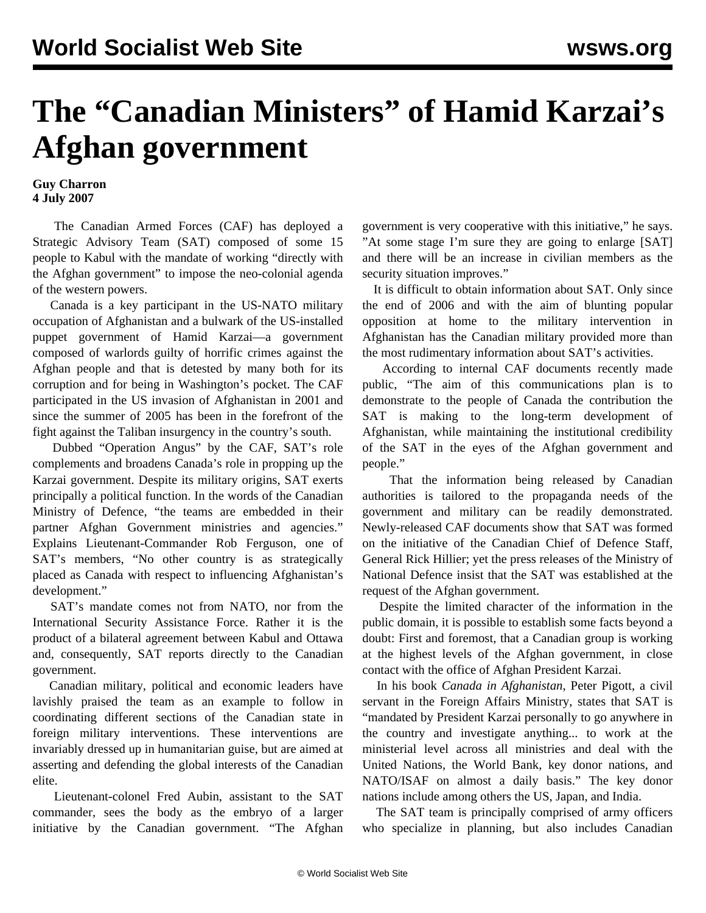# The "Canadian Ministers" of Hamid Karzai's Afghan government

**Guy Charron**
**4 July 2007**

The Canadian Armed Forces (CAF) has deployed a Strategic Advisory Team (SAT) composed of some 15 people to Kabul with the mandate of working "directly with the Afghan government" to impose the neo-colonial agenda of the western powers.

Canada is a key participant in the US-NATO military occupation of Afghanistan and a bulwark of the US-installed puppet government of Hamid Karzai—a government composed of warlords guilty of horrific crimes against the Afghan people and that is detested by many both for its corruption and for being in Washington's pocket. The CAF participated in the US invasion of Afghanistan in 2001 and since the summer of 2005 has been in the forefront of the fight against the Taliban insurgency in the country's south.

Dubbed "Operation Angus" by the CAF, SAT's role complements and broadens Canada's role in propping up the Karzai government. Despite its military origins, SAT exerts principally a political function. In the words of the Canadian Ministry of Defence, "the teams are embedded in their partner Afghan Government ministries and agencies." Explains Lieutenant-Commander Rob Ferguson, one of SAT's members, "No other country is as strategically placed as Canada with respect to influencing Afghanistan's development."

SAT's mandate comes not from NATO, nor from the International Security Assistance Force. Rather it is the product of a bilateral agreement between Kabul and Ottawa and, consequently, SAT reports directly to the Canadian government.

Canadian military, political and economic leaders have lavishly praised the team as an example to follow in coordinating different sections of the Canadian state in foreign military interventions. These interventions are invariably dressed up in humanitarian guise, but are aimed at asserting and defending the global interests of the Canadian elite.

Lieutenant-colonel Fred Aubin, assistant to the SAT commander, sees the body as the embryo of a larger initiative by the Canadian government. "The Afghan government is very cooperative with this initiative," he says. "At some stage I'm sure they are going to enlarge [SAT] and there will be an increase in civilian members as the security situation improves."

It is difficult to obtain information about SAT. Only since the end of 2006 and with the aim of blunting popular opposition at home to the military intervention in Afghanistan has the Canadian military provided more than the most rudimentary information about SAT's activities.

According to internal CAF documents recently made public, "The aim of this communications plan is to demonstrate to the people of Canada the contribution the SAT is making to the long-term development of Afghanistan, while maintaining the institutional credibility of the SAT in the eyes of the Afghan government and people."

That the information being released by Canadian authorities is tailored to the propaganda needs of the government and military can be readily demonstrated. Newly-released CAF documents show that SAT was formed on the initiative of the Canadian Chief of Defence Staff, General Rick Hillier; yet the press releases of the Ministry of National Defence insist that the SAT was established at the request of the Afghan government.

Despite the limited character of the information in the public domain, it is possible to establish some facts beyond a doubt: First and foremost, that a Canadian group is working at the highest levels of the Afghan government, in close contact with the office of Afghan President Karzai.

In his book *Canada in Afghanistan*, Peter Pigott, a civil servant in the Foreign Affairs Ministry, states that SAT is "mandated by President Karzai personally to go anywhere in the country and investigate anything... to work at the ministerial level across all ministries and deal with the United Nations, the World Bank, key donor nations, and NATO/ISAF on almost a daily basis." The key donor nations include among others the US, Japan, and India.

The SAT team is principally comprised of army officers who specialize in planning, but also includes Canadian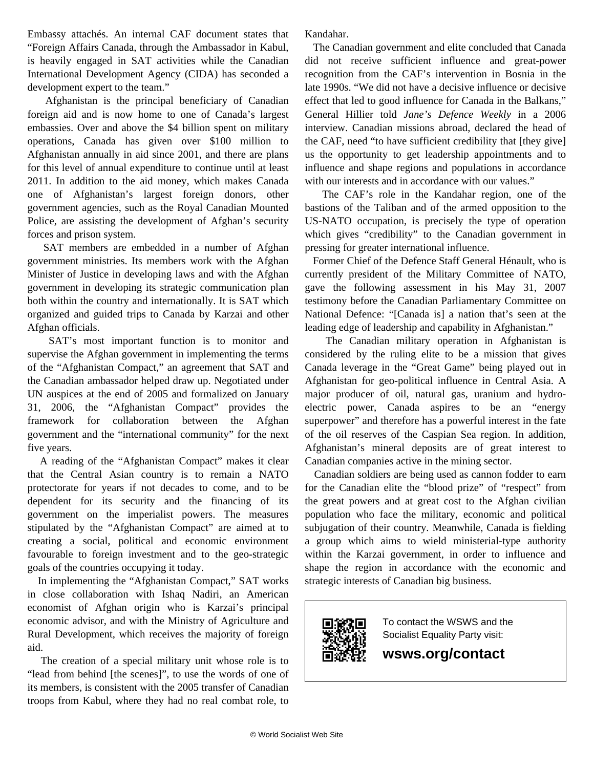Embassy attachés. An internal CAF document states that "Foreign Affairs Canada, through the Ambassador in Kabul, is heavily engaged in SAT activities while the Canadian International Development Agency (CIDA) has seconded a development expert to the team."

Afghanistan is the principal beneficiary of Canadian foreign aid and is now home to one of Canada's largest embassies. Over and above the $4 billion spent on military operations, Canada has given over $100 million to Afghanistan annually in aid since 2001, and there are plans for this level of annual expenditure to continue until at least 2011. In addition to the aid money, which makes Canada one of Afghanistan's largest foreign donors, other government agencies, such as the Royal Canadian Mounted Police, are assisting the development of Afghan's security forces and prison system.

SAT members are embedded in a number of Afghan government ministries. Its members work with the Afghan Minister of Justice in developing laws and with the Afghan government in developing its strategic communication plan both within the country and internationally. It is SAT which organized and guided trips to Canada by Karzai and other Afghan officials.

SAT's most important function is to monitor and supervise the Afghan government in implementing the terms of the "Afghanistan Compact," an agreement that SAT and the Canadian ambassador helped draw up. Negotiated under UN auspices at the end of 2005 and formalized on January 31, 2006, the "Afghanistan Compact" provides the framework for collaboration between the Afghan government and the "international community" for the next five years.

A reading of the "Afghanistan Compact" makes it clear that the Central Asian country is to remain a NATO protectorate for years if not decades to come, and to be dependent for its security and the financing of its government on the imperialist powers. The measures stipulated by the "Afghanistan Compact" are aimed at to creating a social, political and economic environment favourable to foreign investment and to the geo-strategic goals of the countries occupying it today.

In implementing the "Afghanistan Compact," SAT works in close collaboration with Ishaq Nadiri, an American economist of Afghan origin who is Karzai's principal economic advisor, and with the Ministry of Agriculture and Rural Development, which receives the majority of foreign aid.

The creation of a special military unit whose role is to "lead from behind [the scenes]", to use the words of one of its members, is consistent with the 2005 transfer of Canadian troops from Kabul, where they had no real combat role, to Kandahar.

The Canadian government and elite concluded that Canada did not receive sufficient influence and great-power recognition from the CAF's intervention in Bosnia in the late 1990s. "We did not have a decisive influence or decisive effect that led to good influence for Canada in the Balkans," General Hillier told *Jane's Defence Weekly* in a 2006 interview. Canadian missions abroad, declared the head of the CAF, need "to have sufficient credibility that [they give] us the opportunity to get leadership appointments and to influence and shape regions and populations in accordance with our interests and in accordance with our values."

The CAF's role in the Kandahar region, one of the bastions of the Taliban and of the armed opposition to the US-NATO occupation, is precisely the type of operation which gives "credibility" to the Canadian government in pressing for greater international influence.

Former Chief of the Defence Staff General Hénault, who is currently president of the Military Committee of NATO, gave the following assessment in his May 31, 2007 testimony before the Canadian Parliamentary Committee on National Defence: "[Canada is] a nation that's seen at the leading edge of leadership and capability in Afghanistan."

The Canadian military operation in Afghanistan is considered by the ruling elite to be a mission that gives Canada leverage in the "Great Game" being played out in Afghanistan for geo-political influence in Central Asia. A major producer of oil, natural gas, uranium and hydro-electric power, Canada aspires to be an "energy superpower" and therefore has a powerful interest in the fate of the oil reserves of the Caspian Sea region. In addition, Afghanistan's mineral deposits are of great interest to Canadian companies active in the mining sector.

Canadian soldiers are being used as cannon fodder to earn for the Canadian elite the "blood prize" of "respect" from the great powers and at great cost to the Afghan civilian population who face the military, economic and political subjugation of their country. Meanwhile, Canada is fielding a group which aims to wield ministerial-type authority within the Karzai government, in order to influence and shape the region in accordance with the economic and strategic interests of Canadian big business.

To contact the WSWS and the Socialist Equality Party visit:

**wsws.org/contact**